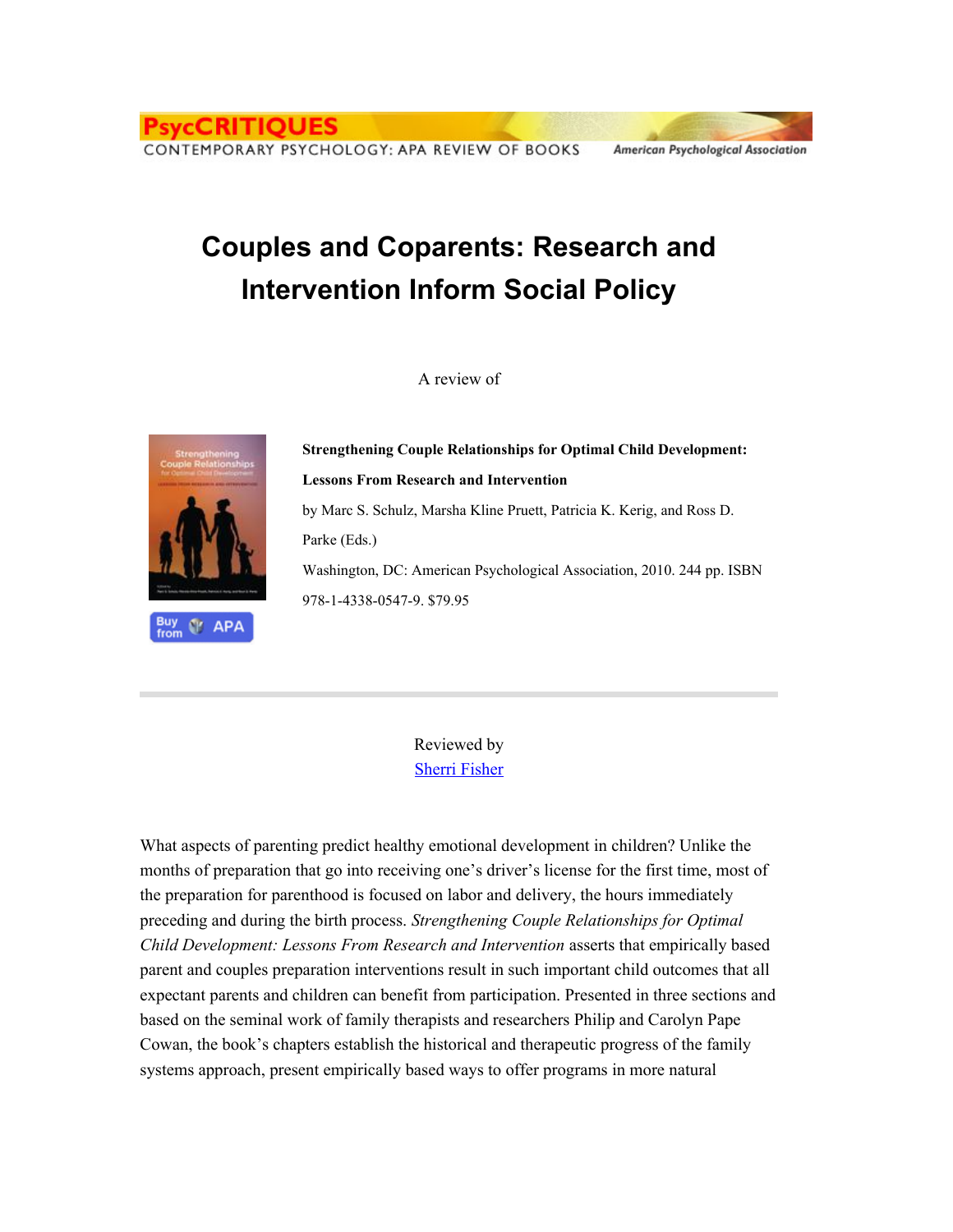PsycCRITIQUES
CONTEMPORARY PSYCHOLOGY: APA REVIEW OF BOOKS
American Psychological Association

# Couples and Coparents: Research and Intervention Inform Social Policy

A review of

**Strengthening Couple Relationships for Optimal Child Development: Lessons From Research and Intervention**

by Marc S. Schulz, Marsha Kline Pruett, Patricia K. Kerig, and Ross D. Parke (Eds.)

Washington, DC: American Psychological Association, 2010. 244 pp. ISBN 978-1-4338-0547-9. $79.95

---

Reviewed by
Sherri Fisher

What aspects of parenting predict healthy emotional development in children? Unlike the months of preparation that go into receiving one's driver's license for the first time, most of the preparation for parenthood is focused on labor and delivery, the hours immediately preceding and during the birth process. *Strengthening Couple Relationships for Optimal Child Development: Lessons From Research and Intervention* asserts that empirically based parent and couples preparation interventions result in such important child outcomes that all expectant parents and children can benefit from participation. Presented in three sections and based on the seminal work of family therapists and researchers Philip and Carolyn Pape Cowan, the book's chapters establish the historical and therapeutic progress of the family systems approach, present empirically based ways to offer programs in more natural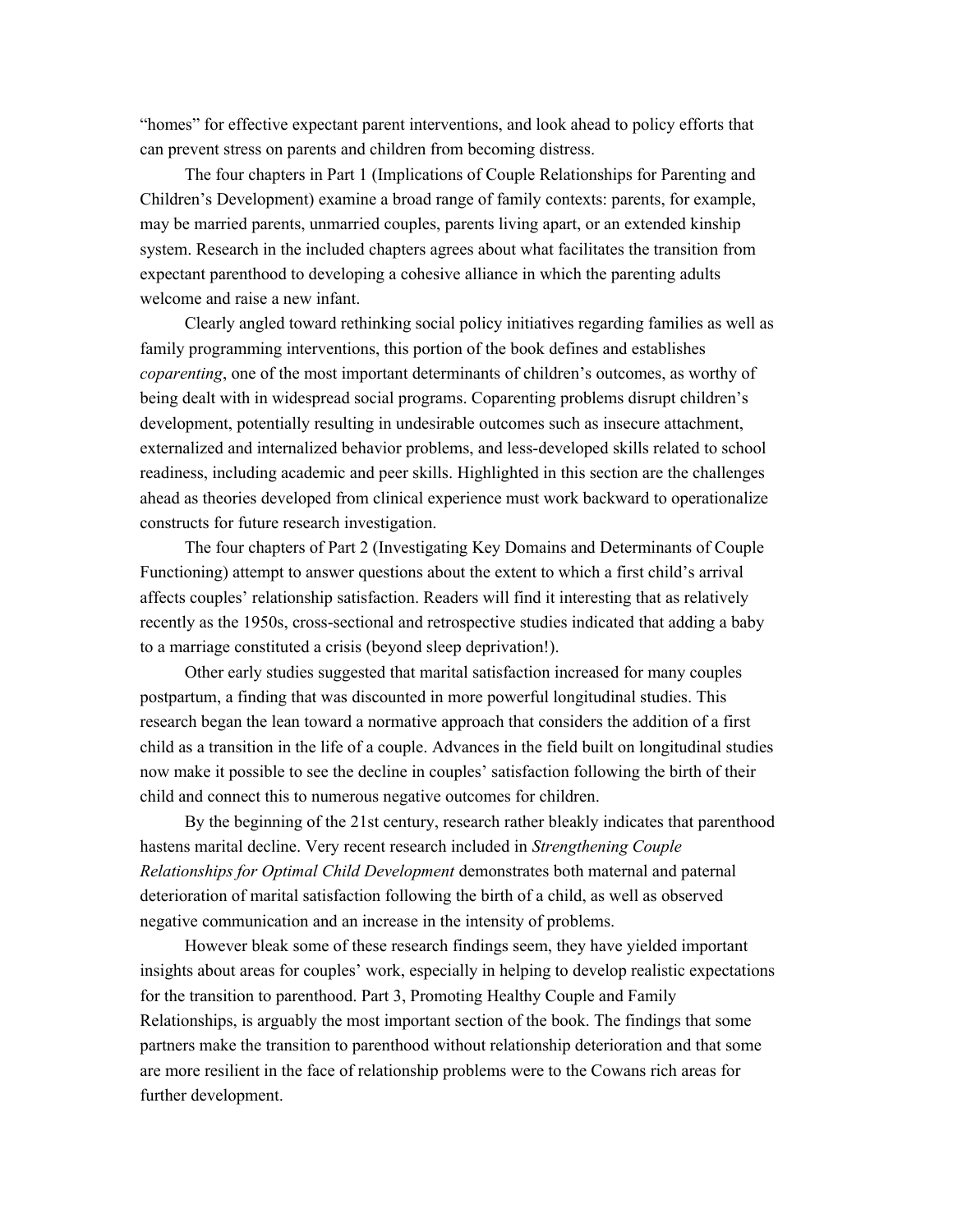"homes" for effective expectant parent interventions, and look ahead to policy efforts that can prevent stress on parents and children from becoming distress.

The four chapters in Part 1 (Implications of Couple Relationships for Parenting and Children's Development) examine a broad range of family contexts: parents, for example, may be married parents, unmarried couples, parents living apart, or an extended kinship system. Research in the included chapters agrees about what facilitates the transition from expectant parenthood to developing a cohesive alliance in which the parenting adults welcome and raise a new infant.

Clearly angled toward rethinking social policy initiatives regarding families as well as family programming interventions, this portion of the book defines and establishes *coparenting*, one of the most important determinants of children's outcomes, as worthy of being dealt with in widespread social programs. Coparenting problems disrupt children's development, potentially resulting in undesirable outcomes such as insecure attachment, externalized and internalized behavior problems, and less-developed skills related to school readiness, including academic and peer skills. Highlighted in this section are the challenges ahead as theories developed from clinical experience must work backward to operationalize constructs for future research investigation.

The four chapters of Part 2 (Investigating Key Domains and Determinants of Couple Functioning) attempt to answer questions about the extent to which a first child's arrival affects couples' relationship satisfaction. Readers will find it interesting that as relatively recently as the 1950s, cross-sectional and retrospective studies indicated that adding a baby to a marriage constituted a crisis (beyond sleep deprivation!).

Other early studies suggested that marital satisfaction increased for many couples postpartum, a finding that was discounted in more powerful longitudinal studies. This research began the lean toward a normative approach that considers the addition of a first child as a transition in the life of a couple. Advances in the field built on longitudinal studies now make it possible to see the decline in couples' satisfaction following the birth of their child and connect this to numerous negative outcomes for children.

By the beginning of the 21st century, research rather bleakly indicates that parenthood hastens marital decline. Very recent research included in *Strengthening Couple Relationships for Optimal Child Development* demonstrates both maternal and paternal deterioration of marital satisfaction following the birth of a child, as well as observed negative communication and an increase in the intensity of problems.

However bleak some of these research findings seem, they have yielded important insights about areas for couples' work, especially in helping to develop realistic expectations for the transition to parenthood. Part 3, Promoting Healthy Couple and Family Relationships, is arguably the most important section of the book. The findings that some partners make the transition to parenthood without relationship deterioration and that some are more resilient in the face of relationship problems were to the Cowans rich areas for further development.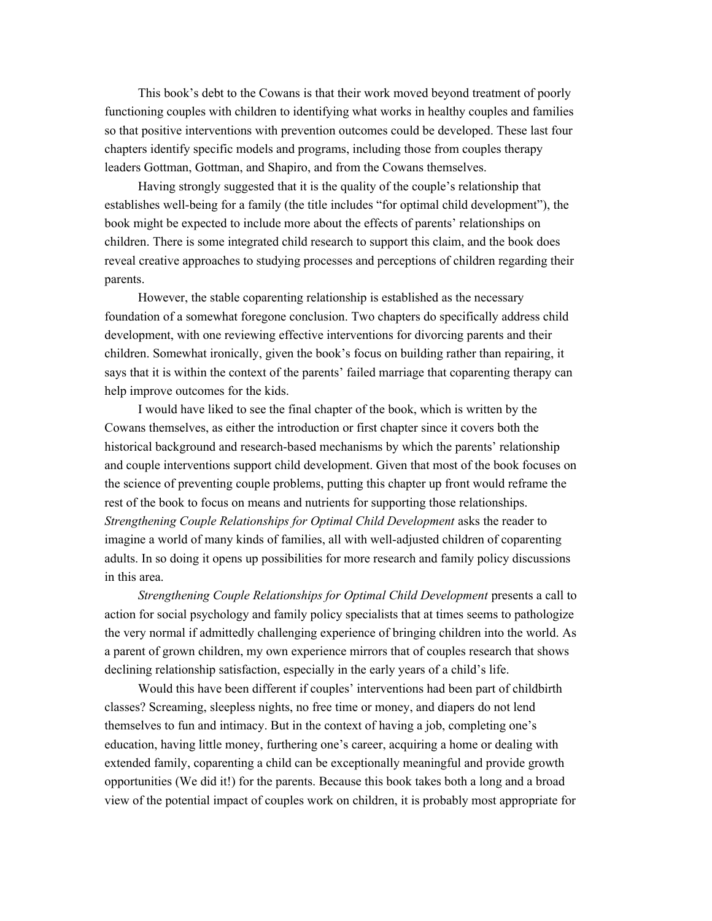This book's debt to the Cowans is that their work moved beyond treatment of poorly functioning couples with children to identifying what works in healthy couples and families so that positive interventions with prevention outcomes could be developed. These last four chapters identify specific models and programs, including those from couples therapy leaders Gottman, Gottman, and Shapiro, and from the Cowans themselves.

Having strongly suggested that it is the quality of the couple's relationship that establishes well-being for a family (the title includes "for optimal child development"), the book might be expected to include more about the effects of parents' relationships on children. There is some integrated child research to support this claim, and the book does reveal creative approaches to studying processes and perceptions of children regarding their parents.

However, the stable coparenting relationship is established as the necessary foundation of a somewhat foregone conclusion. Two chapters do specifically address child development, with one reviewing effective interventions for divorcing parents and their children. Somewhat ironically, given the book's focus on building rather than repairing, it says that it is within the context of the parents' failed marriage that coparenting therapy can help improve outcomes for the kids.

I would have liked to see the final chapter of the book, which is written by the Cowans themselves, as either the introduction or first chapter since it covers both the historical background and research-based mechanisms by which the parents' relationship and couple interventions support child development. Given that most of the book focuses on the science of preventing couple problems, putting this chapter up front would reframe the rest of the book to focus on means and nutrients for supporting those relationships. *Strengthening Couple Relationships for Optimal Child Development* asks the reader to imagine a world of many kinds of families, all with well-adjusted children of coparenting adults. In so doing it opens up possibilities for more research and family policy discussions in this area.

*Strengthening Couple Relationships for Optimal Child Development* presents a call to action for social psychology and family policy specialists that at times seems to pathologize the very normal if admittedly challenging experience of bringing children into the world. As a parent of grown children, my own experience mirrors that of couples research that shows declining relationship satisfaction, especially in the early years of a child's life.

Would this have been different if couples' interventions had been part of childbirth classes? Screaming, sleepless nights, no free time or money, and diapers do not lend themselves to fun and intimacy. But in the context of having a job, completing one's education, having little money, furthering one's career, acquiring a home or dealing with extended family, coparenting a child can be exceptionally meaningful and provide growth opportunities (We did it!) for the parents. Because this book takes both a long and a broad view of the potential impact of couples work on children, it is probably most appropriate for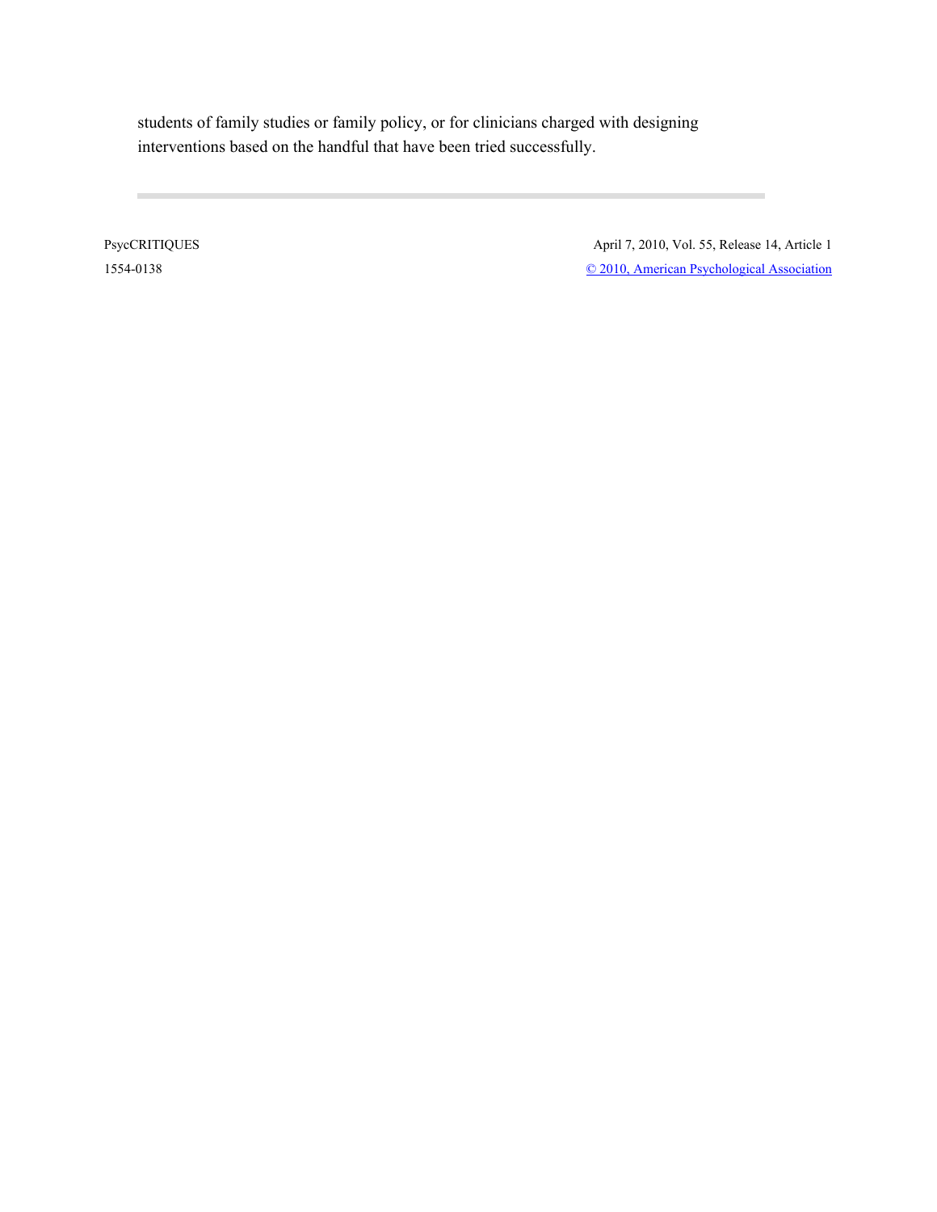students of family studies or family policy, or for clinicians charged with designing interventions based on the handful that have been tried successfully.

---

PsycCRITIQUES
1554-0138

April 7, 2010, Vol. 55, Release 14, Article 1
© 2010, American Psychological Association